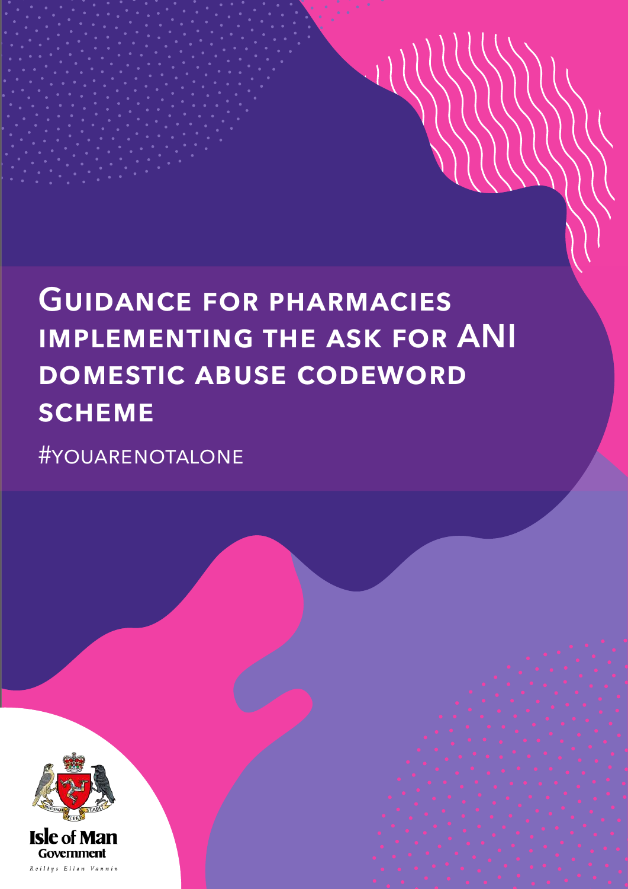# Guidance for pharmacies implementing the ask for ANI domestic abuse codeword scheme

#YOUARENOTALONE

Isle of Man Government

Reiltys Ellan Vannin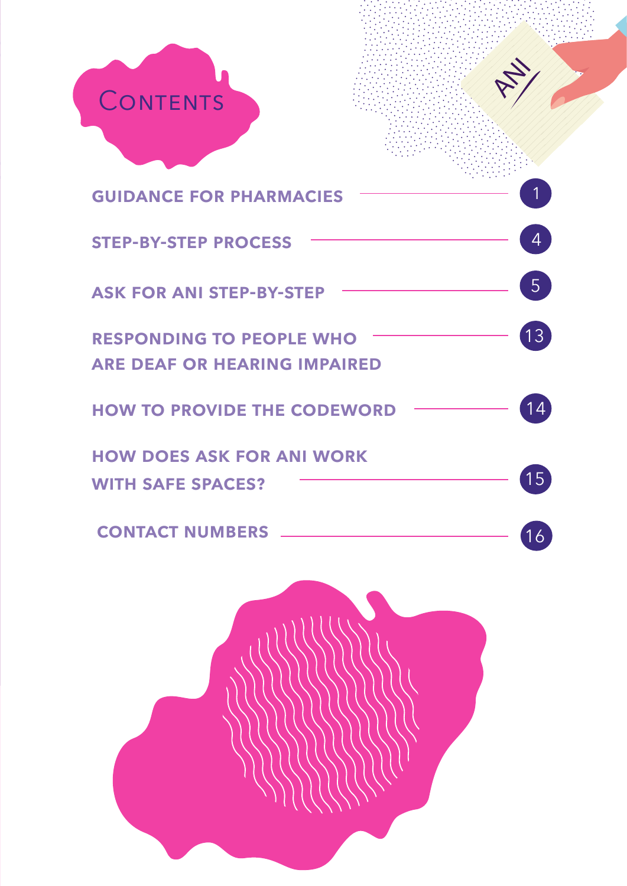# Contents

| Section | Page |
|---|---|
| GUIDANCE FOR PHARMACIES | 1 |
| STEP-BY-STEP PROCESS | 4 |
| ASK FOR ANI STEP-BY-STEP | 5 |
| RESPONDING TO PEOPLE WHO ARE DEAF OR HEARING IMPAIRED | 13 |
| HOW TO PROVIDE THE CODEWORD | 14 |
| HOW DOES ASK FOR ANI WORK WITH SAFE SPACES? | 15 |
| CONTACT NUMBERS | 16 |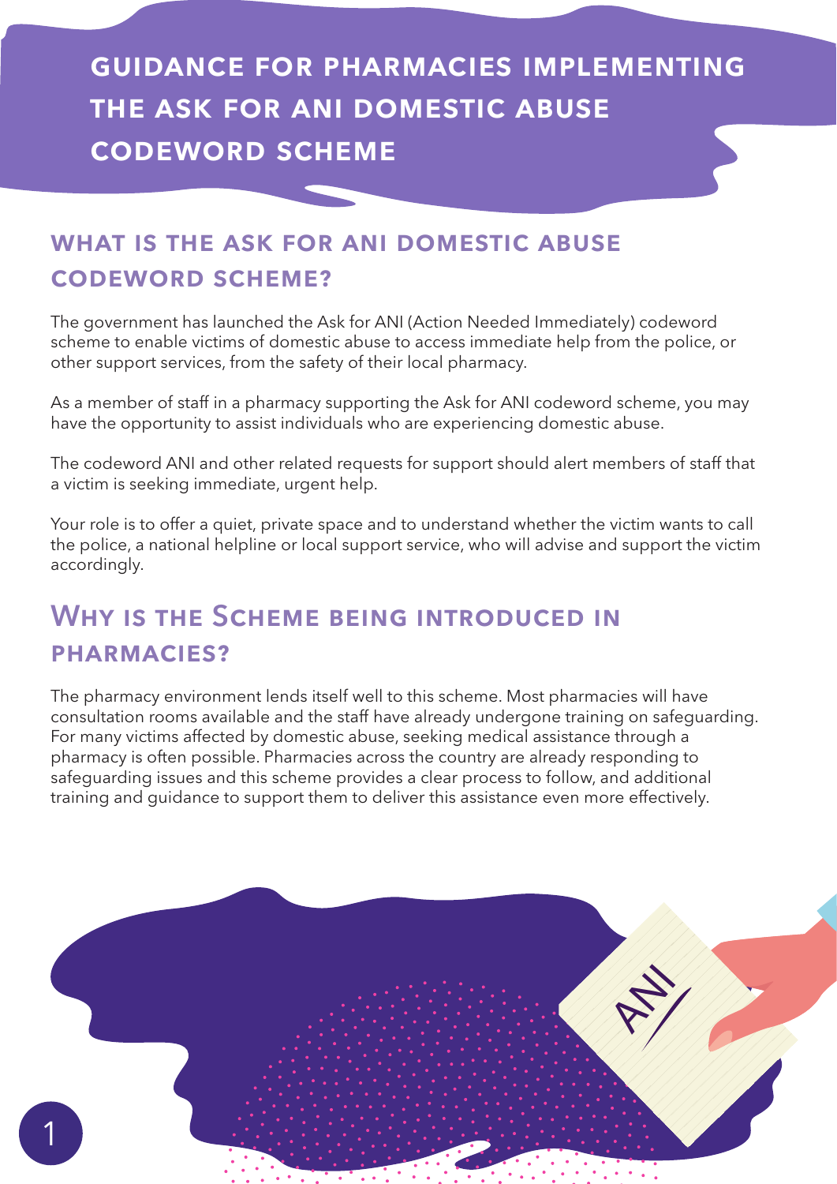# GUIDANCE FOR PHARMACIES IMPLEMENTING THE ASK FOR ANI DOMESTIC ABUSE CODEWORD SCHEME

## WHAT IS THE ASK FOR ANI DOMESTIC ABUSE CODEWORD SCHEME?

The government has launched the Ask for ANI (Action Needed Immediately) codeword scheme to enable victims of domestic abuse to access immediate help from the police, or other support services, from the safety of their local pharmacy.

As a member of staff in a pharmacy supporting the Ask for ANI codeword scheme, you may have the opportunity to assist individuals who are experiencing domestic abuse.

The codeword ANI and other related requests for support should alert members of staff that a victim is seeking immediate, urgent help.

Your role is to offer a quiet, private space and to understand whether the victim wants to call the police, a national helpline or local support service, who will advise and support the victim accordingly.

## WHY IS THE SCHEME BEING INTRODUCED IN PHARMACIES?

The pharmacy environment lends itself well to this scheme. Most pharmacies will have consultation rooms available and the staff have already undergone training on safeguarding. For many victims affected by domestic abuse, seeking medical assistance through a pharmacy is often possible. Pharmacies across the country are already responding to safeguarding issues and this scheme provides a clear process to follow, and additional training and guidance to support them to deliver this assistance even more effectively.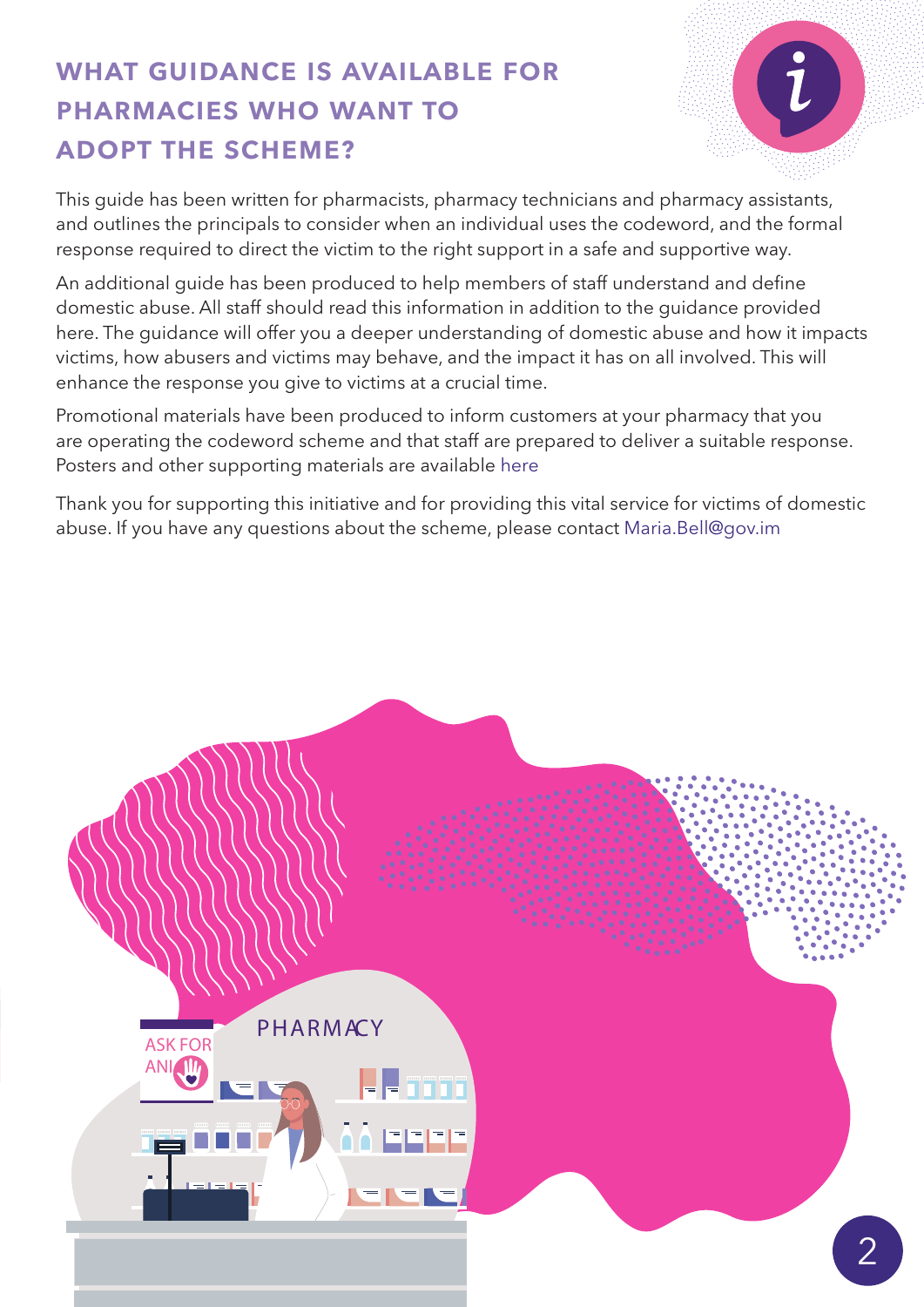## WHAT GUIDANCE IS AVAILABLE FOR PHARMACIES WHO WANT TO ADOPT THE SCHEME?

This guide has been written for pharmacists, pharmacy technicians and pharmacy assistants, and outlines the principals to consider when an individual uses the codeword, and the formal response required to direct the victim to the right support in a safe and supportive way.

An additional guide has been produced to help members of staff understand and define domestic abuse. All staff should read this information in addition to the guidance provided here. The guidance will offer you a deeper understanding of domestic abuse and how it impacts victims, how abusers and victims may behave, and the impact it has on all involved. This will enhance the response you give to victims at a crucial time.

Promotional materials have been produced to inform customers at your pharmacy that you are operating the codeword scheme and that staff are prepared to deliver a suitable response. Posters and other supporting materials are available here

Thank you for supporting this initiative and for providing this vital service for victims of domestic abuse. If you have any questions about the scheme, please contact Maria.Bell@gov.im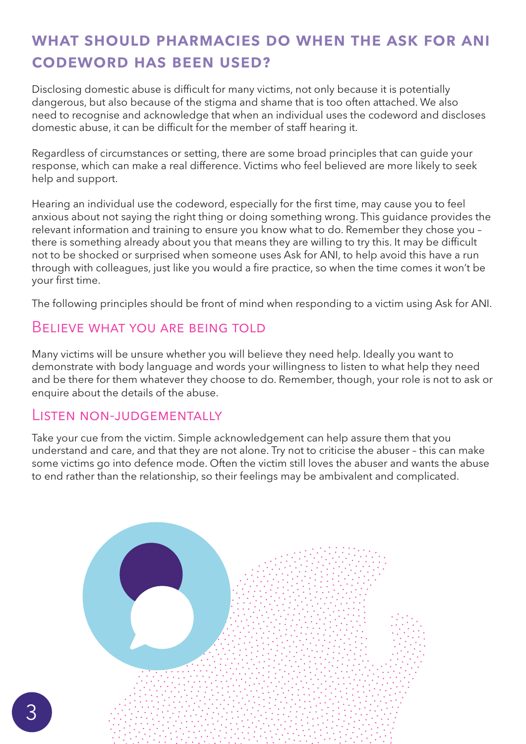## WHAT SHOULD PHARMACIES DO WHEN THE ASK FOR ANI CODEWORD HAS BEEN USED?

Disclosing domestic abuse is difficult for many victims, not only because it is potentially dangerous, but also because of the stigma and shame that is too often attached. We also need to recognise and acknowledge that when an individual uses the codeword and discloses domestic abuse, it can be difficult for the member of staff hearing it.

Regardless of circumstances or setting, there are some broad principles that can guide your response, which can make a real difference. Victims who feel believed are more likely to seek help and support.

Hearing an individual use the codeword, especially for the first time, may cause you to feel anxious about not saying the right thing or doing something wrong. This guidance provides the relevant information and training to ensure you know what to do. Remember they chose you – there is something already about you that means they are willing to try this. It may be difficult not to be shocked or surprised when someone uses Ask for ANI, to help avoid this have a run through with colleagues, just like you would a fire practice, so when the time comes it won't be your first time.

The following principles should be front of mind when responding to a victim using Ask for ANI.

### Believe what you are being told

Many victims will be unsure whether you will believe they need help. Ideally you want to demonstrate with body language and words your willingness to listen to what help they need and be there for them whatever they choose to do. Remember, though, your role is not to ask or enquire about the details of the abuse.

### Listen non-judgementally

Take your cue from the victim. Simple acknowledgement can help assure them that you understand and care, and that they are not alone. Try not to criticise the abuser – this can make some victims go into defence mode. Often the victim still loves the abuser and wants the abuse to end rather than the relationship, so their feelings may be ambivalent and complicated.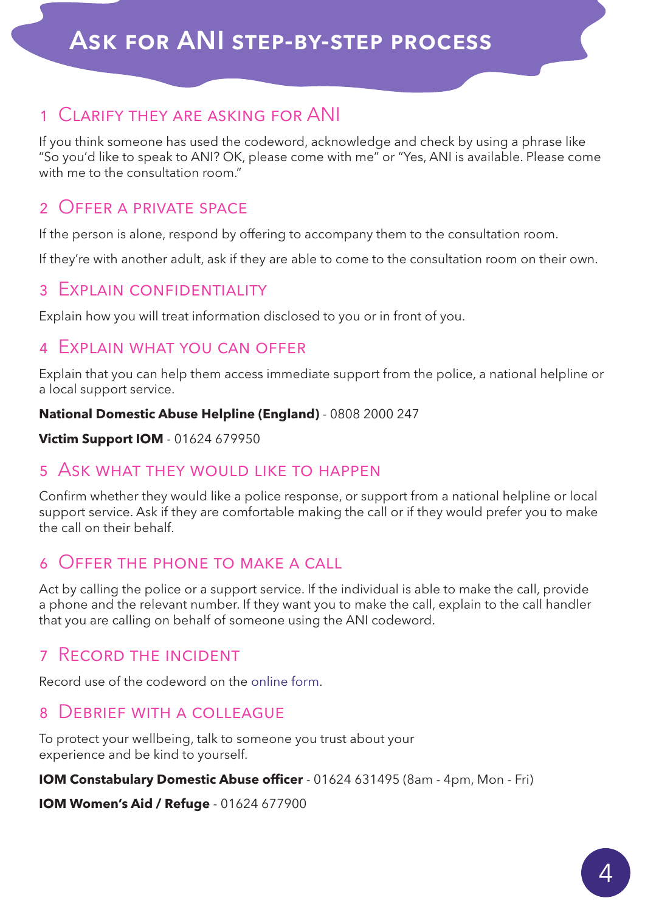# Ask for ANI step-by-step process

## 1 Clarify they are asking for ANI

If you think someone has used the codeword, acknowledge and check by using a phrase like "So you'd like to speak to ANI? OK, please come with me" or "Yes, ANI is available. Please come with me to the consultation room."

## 2 Offer a private space

If the person is alone, respond by offering to accompany them to the consultation room.

If they're with another adult, ask if they are able to come to the consultation room on their own.

## 3 Explain confidentiality

Explain how you will treat information disclosed to you or in front of you.

## 4 Explain what you can offer

Explain that you can help them access immediate support from the police, a national helpline or a local support service.

**National Domestic Abuse Helpline (England)** - 0808 2000 247

**Victim Support IOM** - 01624 679950

## 5 Ask what they would like to happen

Confirm whether they would like a police response, or support from a national helpline or local support service. Ask if they are comfortable making the call or if they would prefer you to make the call on their behalf.

## 6 Offer the phone to make a call

Act by calling the police or a support service. If the individual is able to make the call, provide a phone and the relevant number. If they want you to make the call, explain to the call handler that you are calling on behalf of someone using the ANI codeword.

## 7 Record the incident

Record use of the codeword on the online form.

## 8 Debrief with a colleague

To protect your wellbeing, talk to someone you trust about your experience and be kind to yourself.

**IOM Constabulary Domestic Abuse officer** - 01624 631495 (8am - 4pm, Mon - Fri)

**IOM Women's Aid / Refuge** - 01624 677900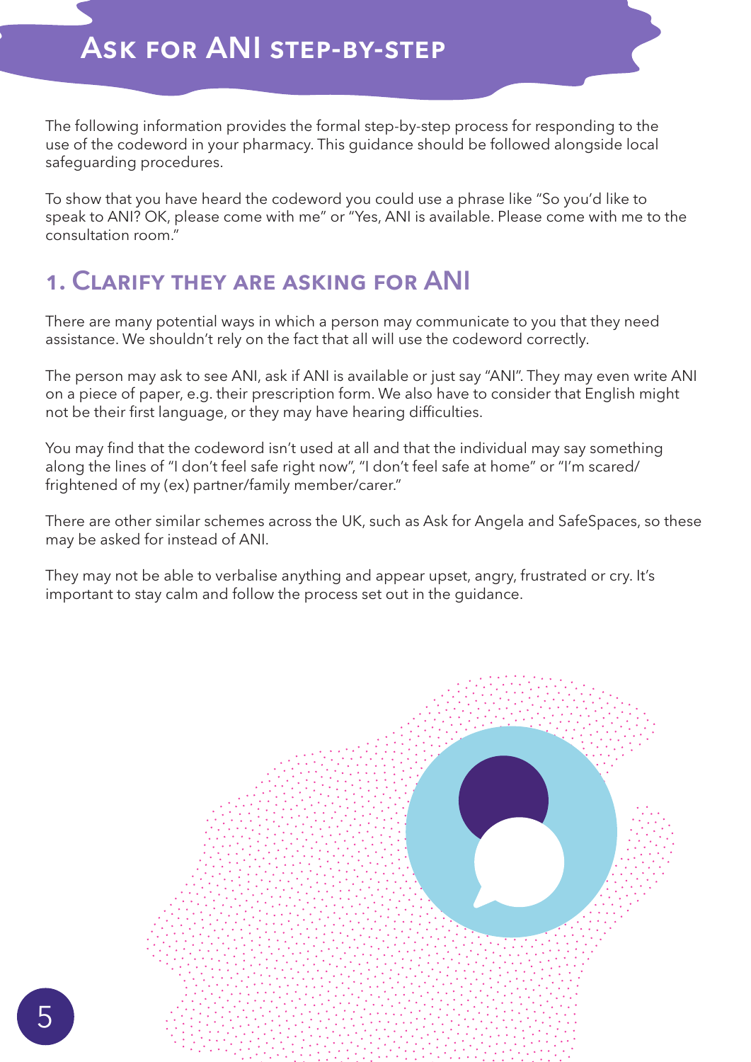# Ask for ANI step-by-step

The following information provides the formal step-by-step process for responding to the use of the codeword in your pharmacy. This guidance should be followed alongside local safeguarding procedures.

To show that you have heard the codeword you could use a phrase like "So you'd like to speak to ANI? OK, please come with me" or "Yes, ANI is available. Please come with me to the consultation room."

## 1. Clarify they are asking for ANI

There are many potential ways in which a person may communicate to you that they need assistance. We shouldn't rely on the fact that all will use the codeword correctly.

The person may ask to see ANI, ask if ANI is available or just say "ANI". They may even write ANI on a piece of paper, e.g. their prescription form. We also have to consider that English might not be their first language, or they may have hearing difficulties.

You may find that the codeword isn't used at all and that the individual may say something along the lines of "I don't feel safe right now", "I don't feel safe at home" or "I'm scared/ frightened of my (ex) partner/family member/carer."

There are other similar schemes across the UK, such as Ask for Angela and SafeSpaces, so these may be asked for instead of ANI.

They may not be able to verbalise anything and appear upset, angry, frustrated or cry. It's important to stay calm and follow the process set out in the guidance.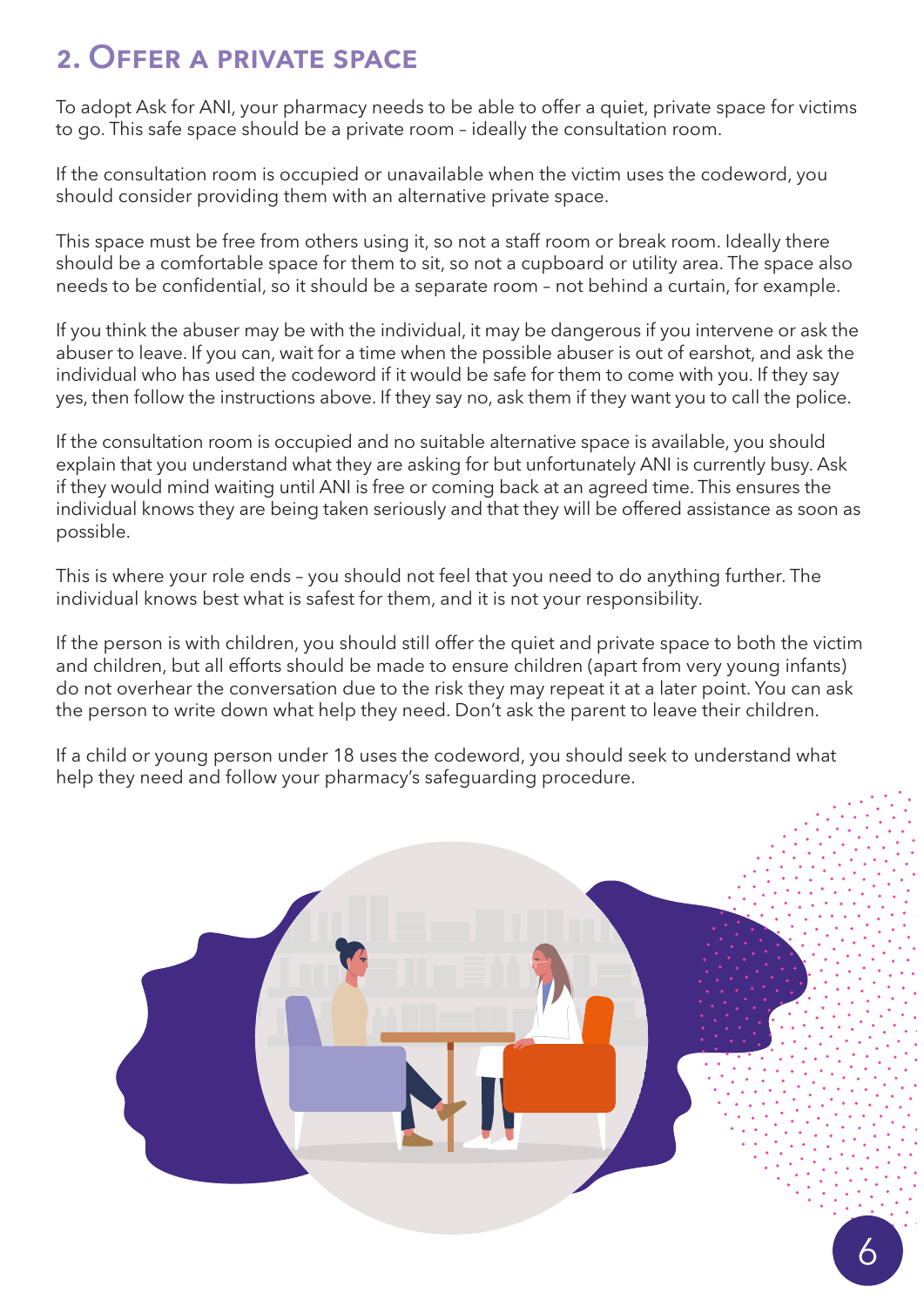## 2. Offer a private space

To adopt Ask for ANI, your pharmacy needs to be able to offer a quiet, private space for victims to go. This safe space should be a private room – ideally the consultation room.

If the consultation room is occupied or unavailable when the victim uses the codeword, you should consider providing them with an alternative private space.

This space must be free from others using it, so not a staff room or break room. Ideally there should be a comfortable space for them to sit, so not a cupboard or utility area. The space also needs to be confidential, so it should be a separate room – not behind a curtain, for example.

If you think the abuser may be with the individual, it may be dangerous if you intervene or ask the abuser to leave. If you can, wait for a time when the possible abuser is out of earshot, and ask the individual who has used the codeword if it would be safe for them to come with you. If they say yes, then follow the instructions above. If they say no, ask them if they want you to call the police.

If the consultation room is occupied and no suitable alternative space is available, you should explain that you understand what they are asking for but unfortunately ANI is currently busy. Ask if they would mind waiting until ANI is free or coming back at an agreed time. This ensures the individual knows they are being taken seriously and that they will be offered assistance as soon as possible.

This is where your role ends – you should not feel that you need to do anything further. The individual knows best what is safest for them, and it is not your responsibility.

If the person is with children, you should still offer the quiet and private space to both the victim and children, but all efforts should be made to ensure children (apart from very young infants) do not overhear the conversation due to the risk they may repeat it at a later point. You can ask the person to write down what help they need. Don't ask the parent to leave their children.

If a child or young person under 18 uses the codeword, you should seek to understand what help they need and follow your pharmacy's safeguarding procedure.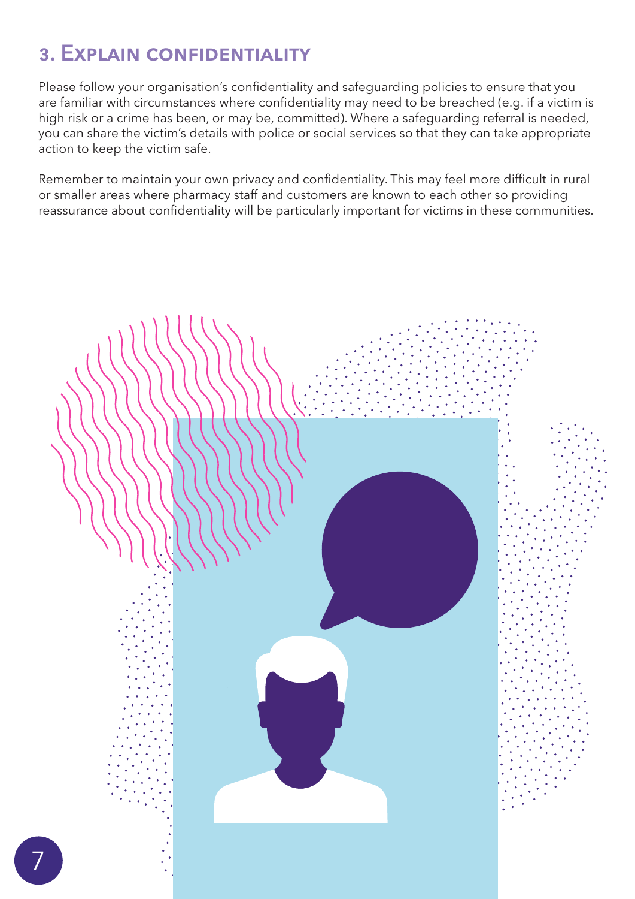## 3. Explain confidentiality

Please follow your organisation's confidentiality and safeguarding policies to ensure that you are familiar with circumstances where confidentiality may need to be breached (e.g. if a victim is high risk or a crime has been, or may be, committed). Where a safeguarding referral is needed, you can share the victim's details with police or social services so that they can take appropriate action to keep the victim safe.

Remember to maintain your own privacy and confidentiality. This may feel more difficult in rural or smaller areas where pharmacy staff and customers are known to each other so providing reassurance about confidentiality will be particularly important for victims in these communities.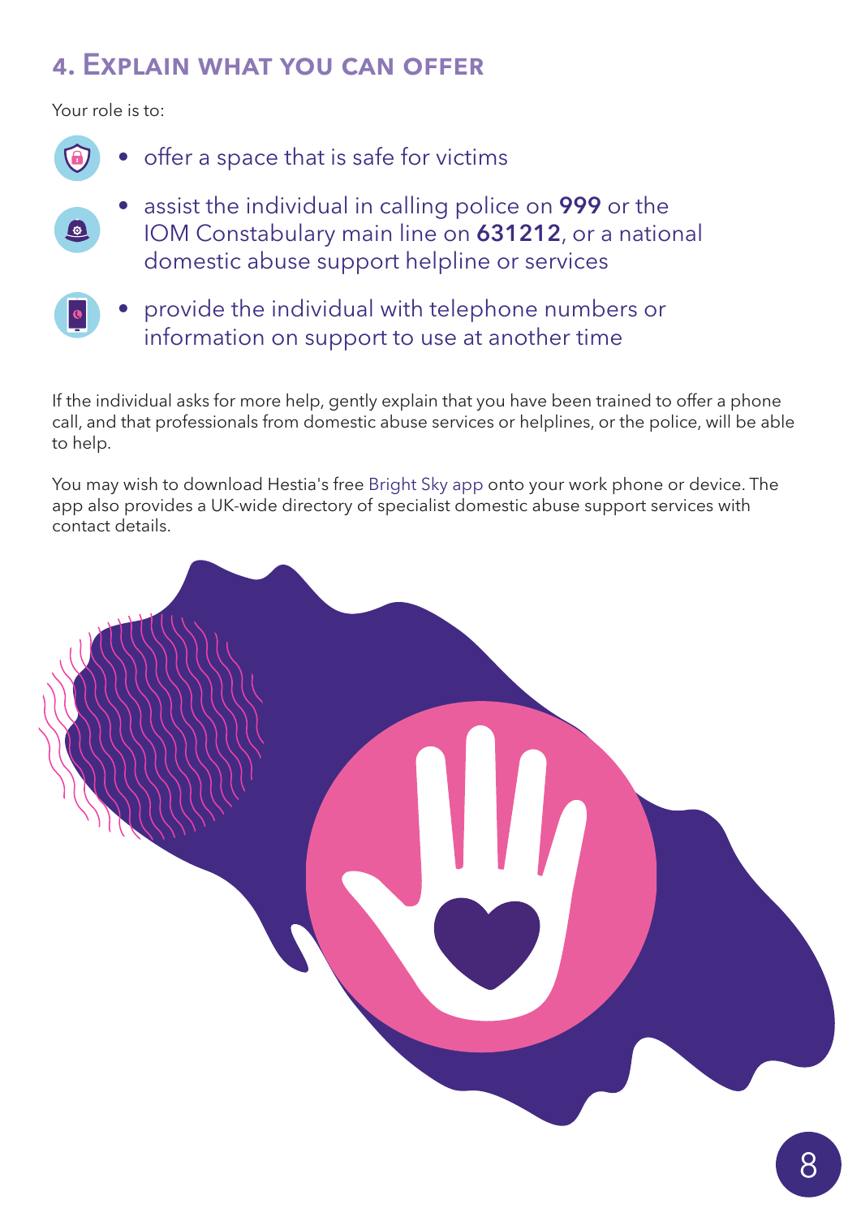## 4. Explain what you can offer

Your role is to:

- offer a space that is safe for victims
- assist the individual in calling police on **999** or the IOM Constabulary main line on **631212**, or a national domestic abuse support helpline or services
- provide the individual with telephone numbers or information on support to use at another time

If the individual asks for more help, gently explain that you have been trained to offer a phone call, and that professionals from domestic abuse services or helplines, or the police, will be able to help.

You may wish to download Hestia's free Bright Sky app onto your work phone or device. The app also provides a UK-wide directory of specialist domestic abuse support services with contact details.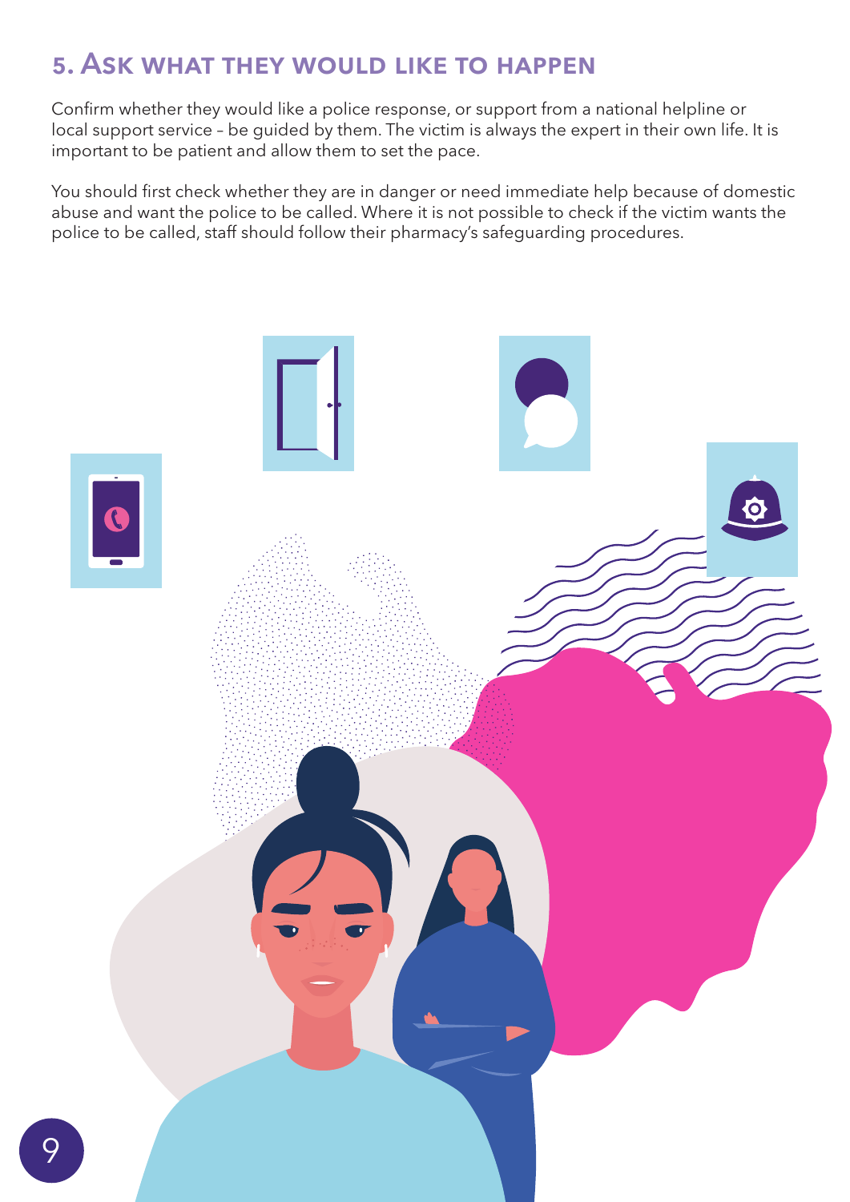## 5. Ask what they would like to happen

Confirm whether they would like a police response, or support from a national helpline or local support service – be guided by them. The victim is always the expert in their own life. It is important to be patient and allow them to set the pace.

You should first check whether they are in danger or need immediate help because of domestic abuse and want the police to be called. Where it is not possible to check if the victim wants the police to be called, staff should follow their pharmacy's safeguarding procedures.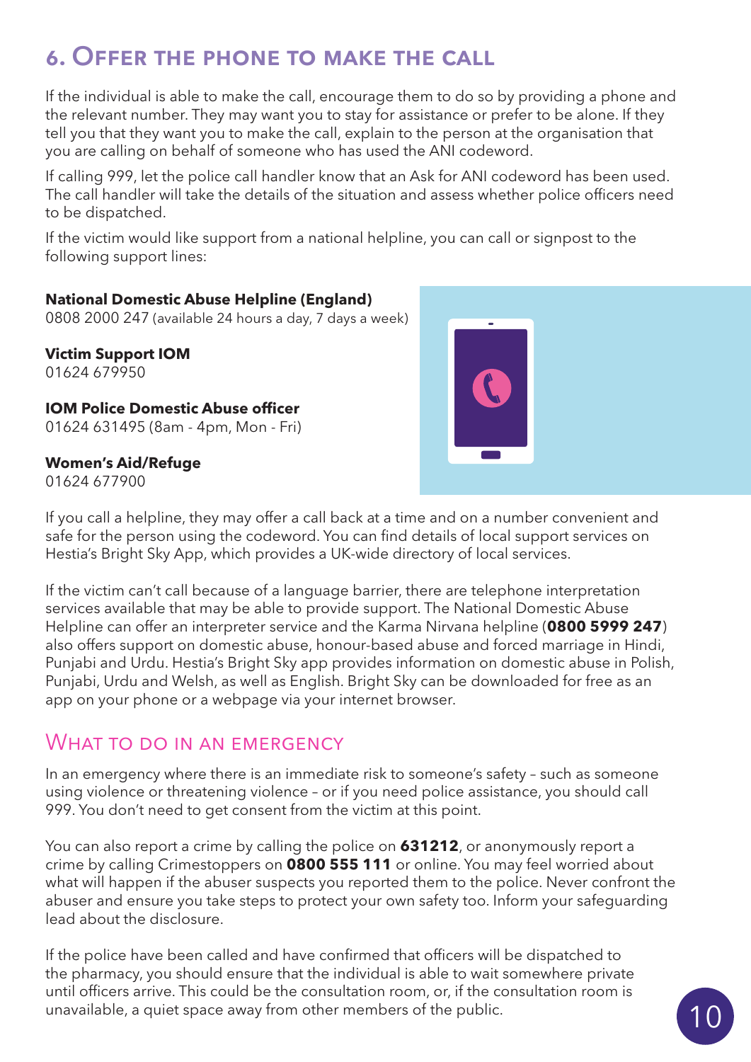## 6. Offer the phone to make the call

If the individual is able to make the call, encourage them to do so by providing a phone and the relevant number. They may want you to stay for assistance or prefer to be alone. If they tell you that they want you to make the call, explain to the person at the organisation that you are calling on behalf of someone who has used the ANI codeword.

If calling 999, let the police call handler know that an Ask for ANI codeword has been used. The call handler will take the details of the situation and assess whether police officers need to be dispatched.

If the victim would like support from a national helpline, you can call or signpost to the following support lines:

**National Domestic Abuse Helpline (England)**
0808 2000 247 (available 24 hours a day, 7 days a week)

**Victim Support IOM**
01624 679950

**IOM Police Domestic Abuse officer**
01624 631495 (8am - 4pm, Mon - Fri)

**Women's Aid/Refuge**
01624 677900

If you call a helpline, they may offer a call back at a time and on a number convenient and safe for the person using the codeword. You can find details of local support services on Hestia's Bright Sky App, which provides a UK-wide directory of local services.

If the victim can't call because of a language barrier, there are telephone interpretation services available that may be able to provide support. The National Domestic Abuse Helpline can offer an interpreter service and the Karma Nirvana helpline (**0800 5999 247**) also offers support on domestic abuse, honour-based abuse and forced marriage in Hindi, Punjabi and Urdu. Hestia's Bright Sky app provides information on domestic abuse in Polish, Punjabi, Urdu and Welsh, as well as English. Bright Sky can be downloaded for free as an app on your phone or a webpage via your internet browser.

### What to do in an emergency

In an emergency where there is an immediate risk to someone's safety – such as someone using violence or threatening violence – or if you need police assistance, you should call 999. You don't need to get consent from the victim at this point.

You can also report a crime by calling the police on **631212**, or anonymously report a crime by calling Crimestoppers on **0800 555 111** or online. You may feel worried about what will happen if the abuser suspects you reported them to the police. Never confront the abuser and ensure you take steps to protect your own safety too. Inform your safeguarding lead about the disclosure.

If the police have been called and have confirmed that officers will be dispatched to the pharmacy, you should ensure that the individual is able to wait somewhere private until officers arrive. This could be the consultation room, or, if the consultation room is unavailable, a quiet space away from other members of the public.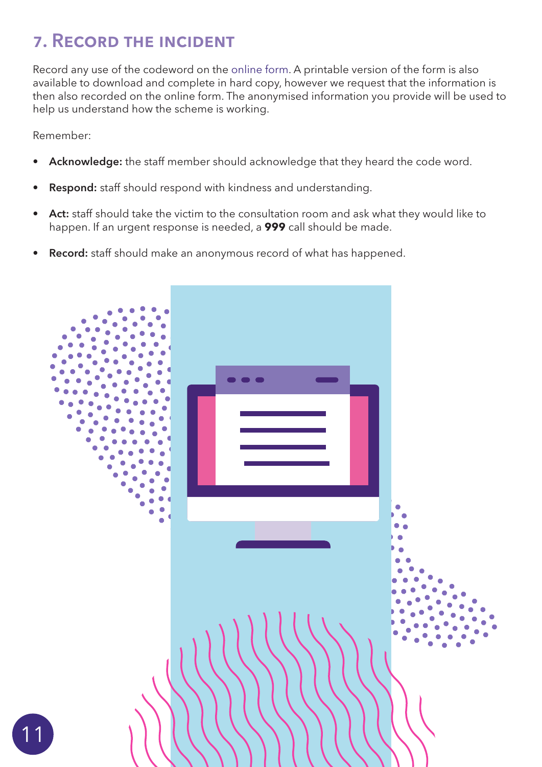## 7. Record the incident

Record any use of the codeword on the online form. A printable version of the form is also available to download and complete in hard copy, however we request that the information is then also recorded on the online form. The anonymised information you provide will be used to help us understand how the scheme is working.

Remember:

- **Acknowledge:** the staff member should acknowledge that they heard the code word.
- **Respond:** staff should respond with kindness and understanding.
- **Act:** staff should take the victim to the consultation room and ask what they would like to happen. If an urgent response is needed, a **999** call should be made.
- **Record:** staff should make an anonymous record of what has happened.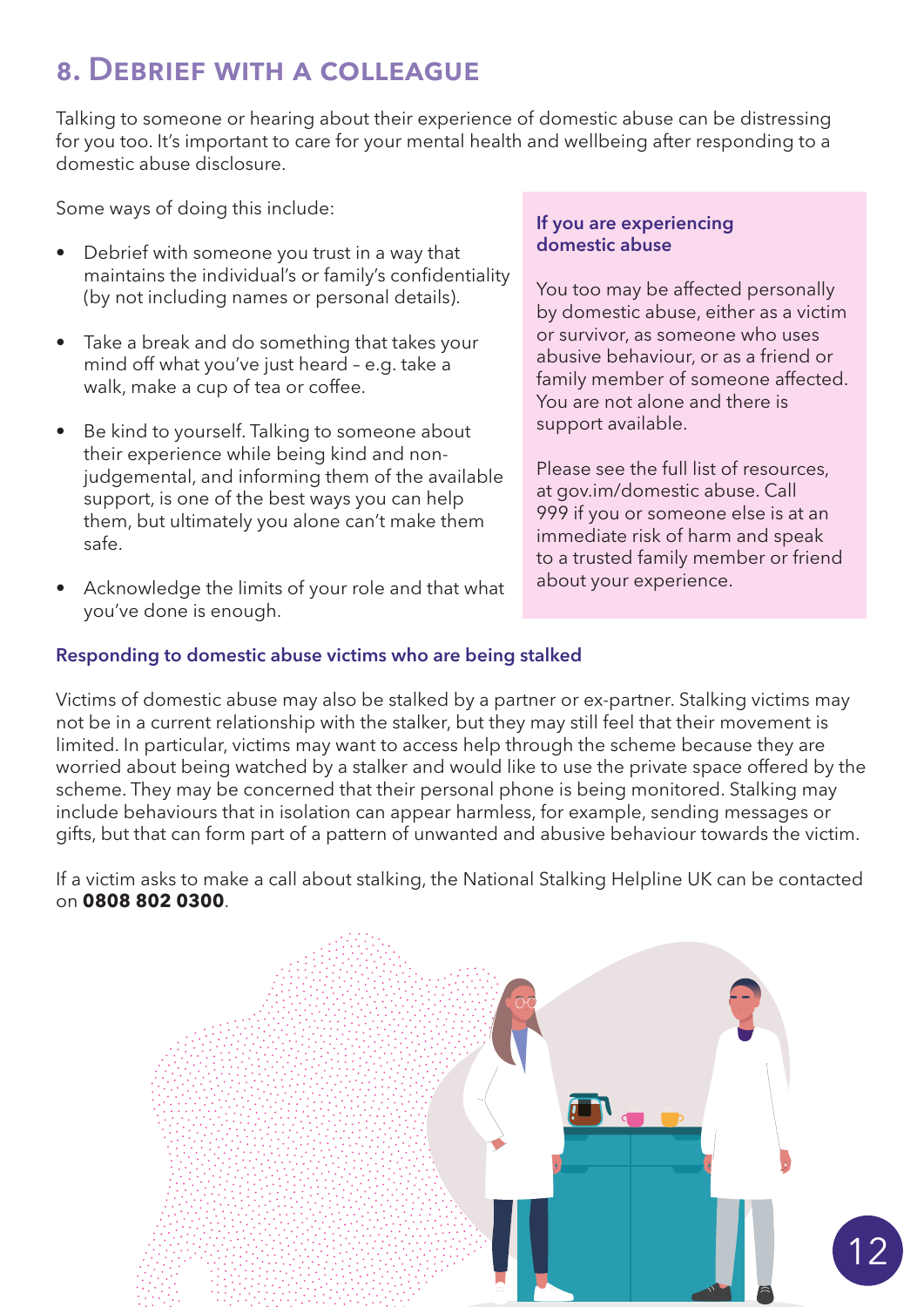## 8. Debrief with a colleague

Talking to someone or hearing about their experience of domestic abuse can be distressing for you too. It's important to care for your mental health and wellbeing after responding to a domestic abuse disclosure.

Some ways of doing this include:

- Debrief with someone you trust in a way that maintains the individual's or family's confidentiality (by not including names or personal details).
- Take a break and do something that takes your mind off what you've just heard – e.g. take a walk, make a cup of tea or coffee.
- Be kind to yourself. Talking to someone about their experience while being kind and non-judgemental, and informing them of the available support, is one of the best ways you can help them, but ultimately you alone can't make them safe.
- Acknowledge the limits of your role and that what you've done is enough.

### If you are experiencing domestic abuse

You too may be affected personally by domestic abuse, either as a victim or survivor, as someone who uses abusive behaviour, or as a friend or family member of someone affected. You are not alone and there is support available.

Please see the full list of resources, at gov.im/domestic abuse. Call 999 if you or someone else is at an immediate risk of harm and speak to a trusted family member or friend about your experience.

### Responding to domestic abuse victims who are being stalked

Victims of domestic abuse may also be stalked by a partner or ex-partner. Stalking victims may not be in a current relationship with the stalker, but they may still feel that their movement is limited. In particular, victims may want to access help through the scheme because they are worried about being watched by a stalker and would like to use the private space offered by the scheme. They may be concerned that their personal phone is being monitored. Stalking may include behaviours that in isolation can appear harmless, for example, sending messages or gifts, but that can form part of a pattern of unwanted and abusive behaviour towards the victim.

If a victim asks to make a call about stalking, the National Stalking Helpline UK can be contacted on **0808 802 0300**.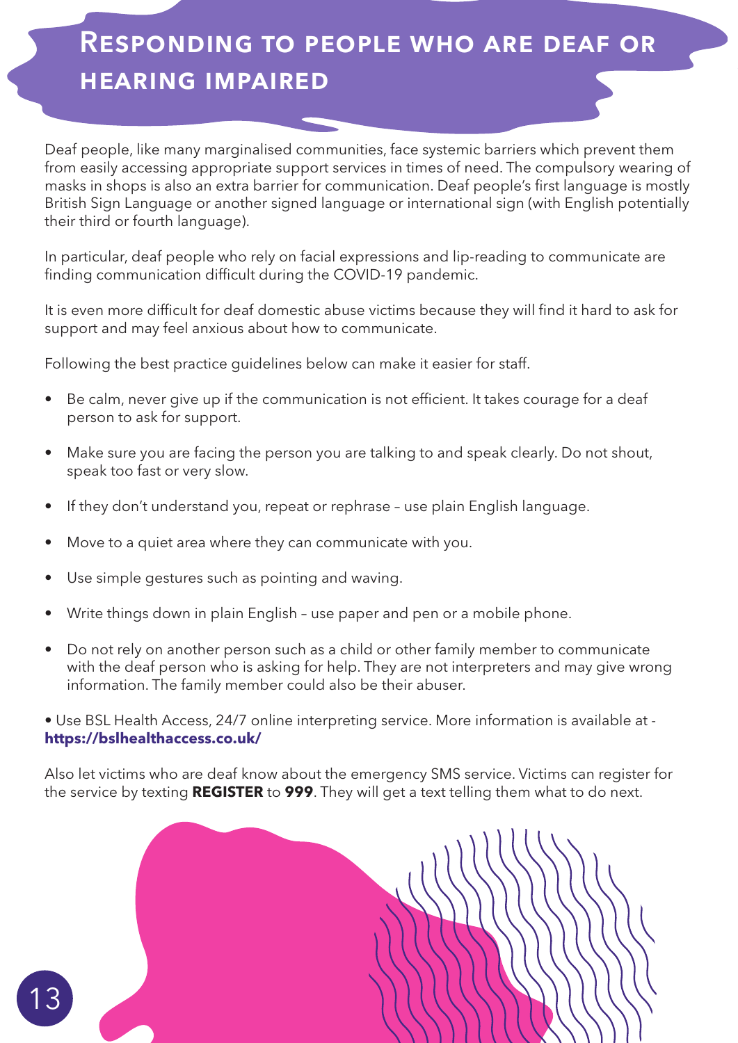# Responding to people who are deaf or hearing impaired

Deaf people, like many marginalised communities, face systemic barriers which prevent them from easily accessing appropriate support services in times of need. The compulsory wearing of masks in shops is also an extra barrier for communication. Deaf people's first language is mostly British Sign Language or another signed language or international sign (with English potentially their third or fourth language).

In particular, deaf people who rely on facial expressions and lip-reading to communicate are finding communication difficult during the COVID-19 pandemic.

It is even more difficult for deaf domestic abuse victims because they will find it hard to ask for support and may feel anxious about how to communicate.

Following the best practice guidelines below can make it easier for staff.

- Be calm, never give up if the communication is not efficient. It takes courage for a deaf person to ask for support.
- Make sure you are facing the person you are talking to and speak clearly. Do not shout, speak too fast or very slow.
- If they don't understand you, repeat or rephrase – use plain English language.
- Move to a quiet area where they can communicate with you.
- Use simple gestures such as pointing and waving.
- Write things down in plain English – use paper and pen or a mobile phone.
- Do not rely on another person such as a child or other family member to communicate with the deaf person who is asking for help. They are not interpreters and may give wrong information. The family member could also be their abuser.

• Use BSL Health Access, 24/7 online interpreting service. More information is available at - **https://bslhealthaccess.co.uk/**

Also let victims who are deaf know about the emergency SMS service. Victims can register for the service by texting **REGISTER** to **999**. They will get a text telling them what to do next.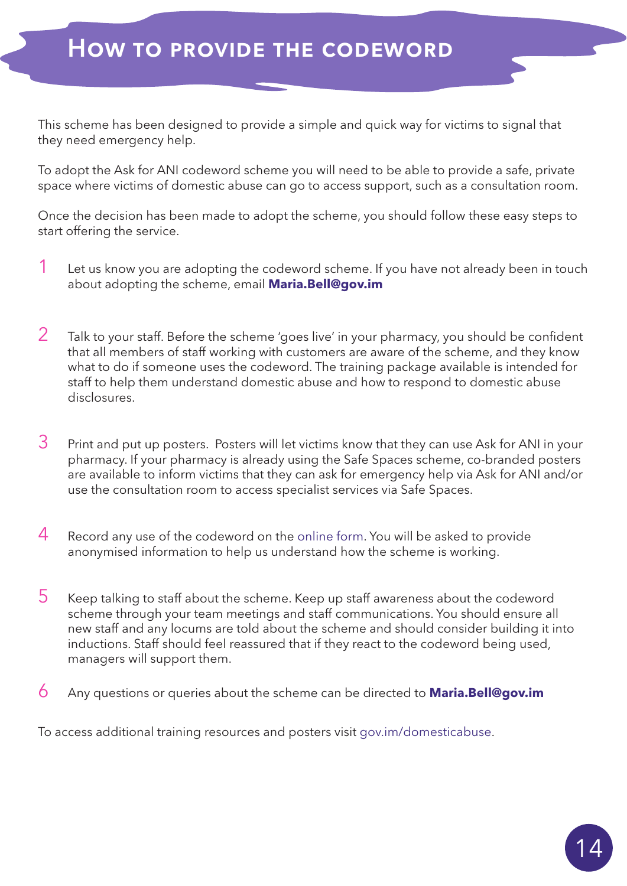# How to provide the codeword

This scheme has been designed to provide a simple and quick way for victims to signal that they need emergency help.

To adopt the Ask for ANI codeword scheme you will need to be able to provide a safe, private space where victims of domestic abuse can go to access support, such as a consultation room.

Once the decision has been made to adopt the scheme, you should follow these easy steps to start offering the service.

1. Let us know you are adopting the codeword scheme. If you have not already been in touch about adopting the scheme, email **Maria.Bell@gov.im**

2. Talk to your staff. Before the scheme 'goes live' in your pharmacy, you should be confident that all members of staff working with customers are aware of the scheme, and they know what to do if someone uses the codeword. The training package available is intended for staff to help them understand domestic abuse and how to respond to domestic abuse disclosures.

3. Print and put up posters. Posters will let victims know that they can use Ask for ANI in your pharmacy. If your pharmacy is already using the Safe Spaces scheme, co-branded posters are available to inform victims that they can ask for emergency help via Ask for ANI and/or use the consultation room to access specialist services via Safe Spaces.

4. Record any use of the codeword on the online form. You will be asked to provide anonymised information to help us understand how the scheme is working.

5. Keep talking to staff about the scheme. Keep up staff awareness about the codeword scheme through your team meetings and staff communications. You should ensure all new staff and any locums are told about the scheme and should consider building it into inductions. Staff should feel reassured that if they react to the codeword being used, managers will support them.

6. Any questions or queries about the scheme can be directed to **Maria.Bell@gov.im**

To access additional training resources and posters visit gov.im/domesticabuse.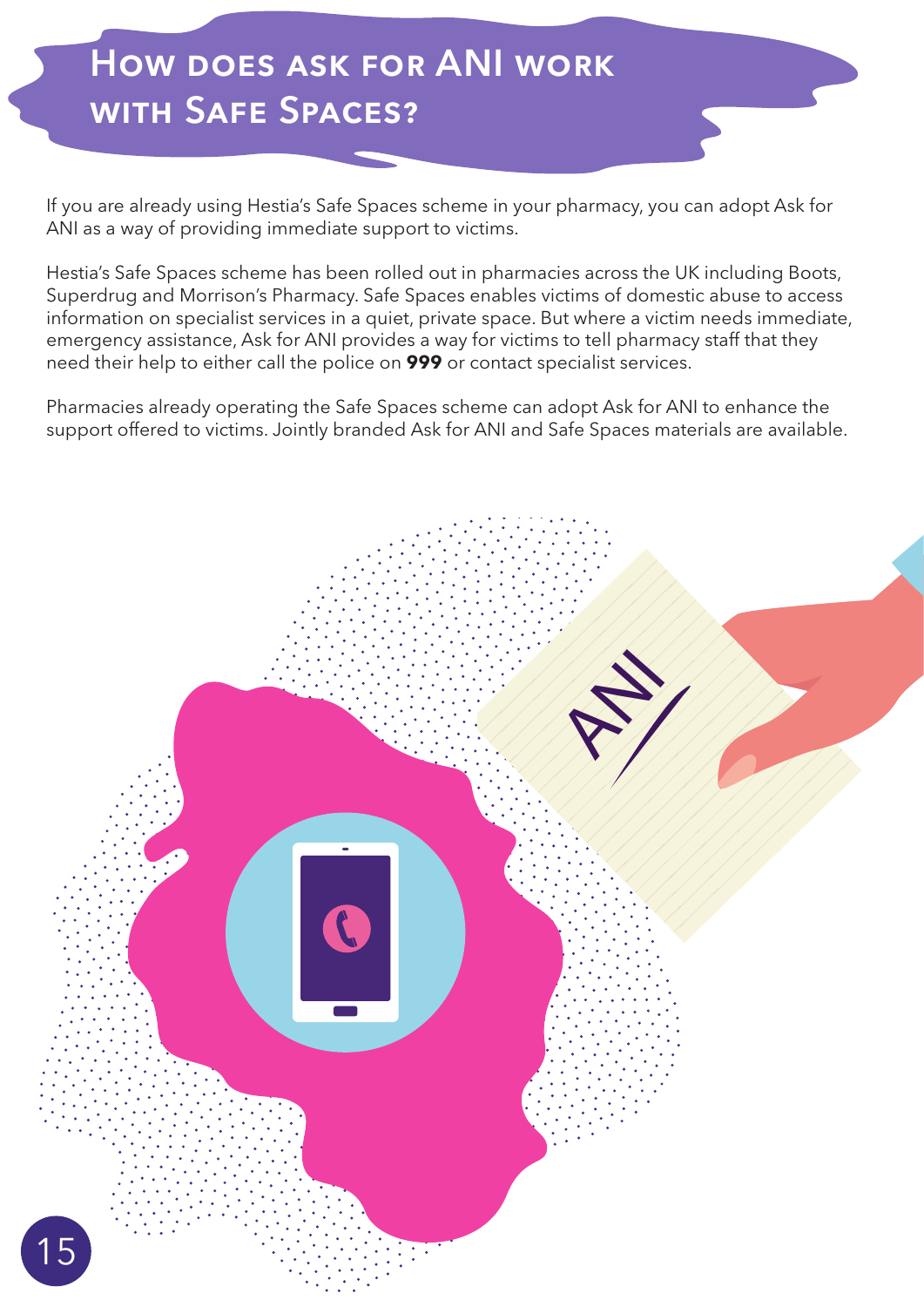# How does Ask for ANI work with Safe Spaces?

If you are already using Hestia's Safe Spaces scheme in your pharmacy, you can adopt Ask for ANI as a way of providing immediate support to victims.

Hestia's Safe Spaces scheme has been rolled out in pharmacies across the UK including Boots, Superdrug and Morrison's Pharmacy. Safe Spaces enables victims of domestic abuse to access information on specialist services in a quiet, private space. But where a victim needs immediate, emergency assistance, Ask for ANI provides a way for victims to tell pharmacy staff that they need their help to either call the police on **999** or contact specialist services.

Pharmacies already operating the Safe Spaces scheme can adopt Ask for ANI to enhance the support offered to victims. Jointly branded Ask for ANI and Safe Spaces materials are available.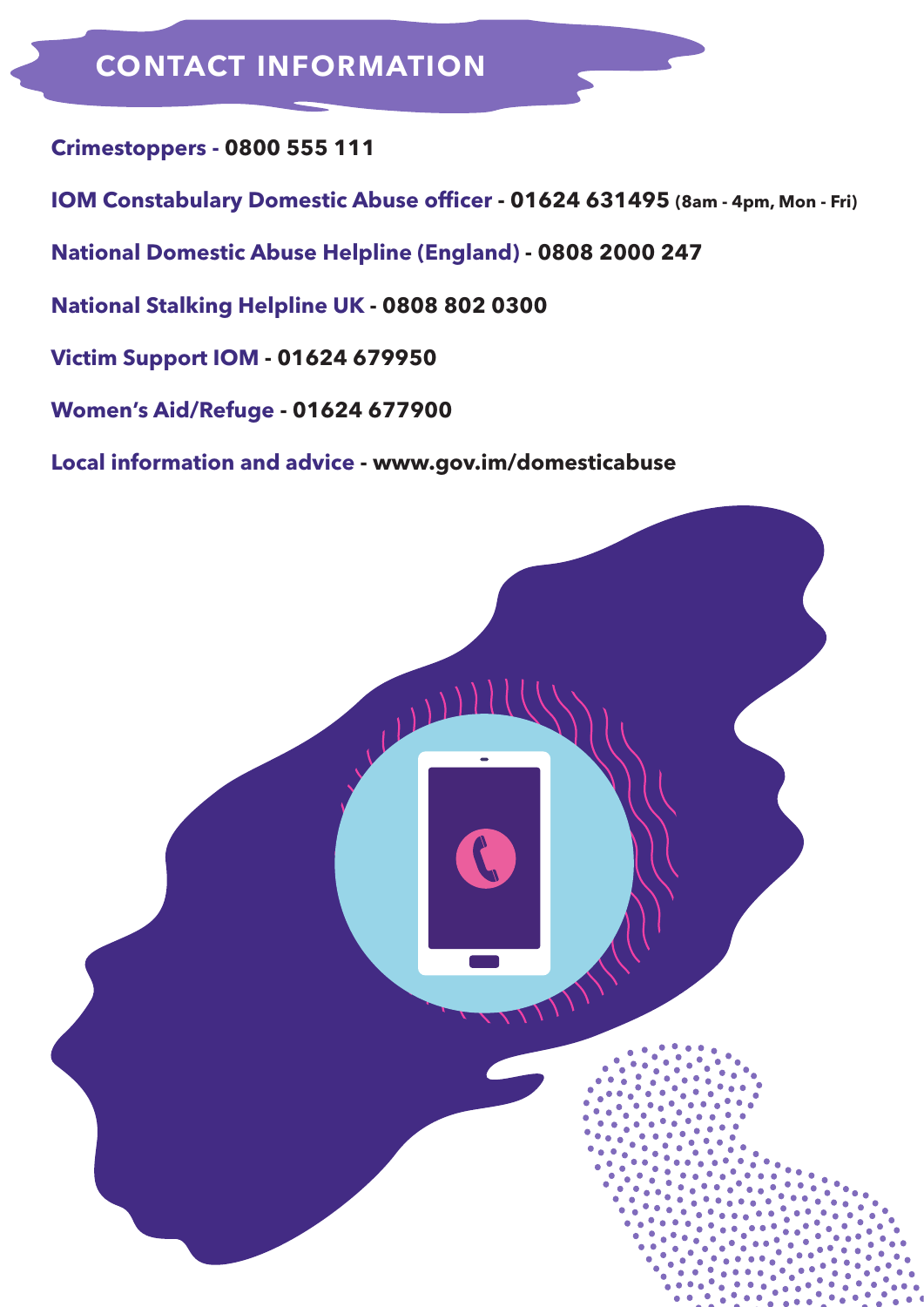# CONTACT INFORMATION

**Crimestoppers - 0800 555 111**

**IOM Constabulary Domestic Abuse officer - 01624 631495** (8am - 4pm, Mon - Fri)

**National Domestic Abuse Helpline (England) - 0808 2000 247**

**National Stalking Helpline UK - 0808 802 0300**

**Victim Support IOM - 01624 679950**

**Women's Aid/Refuge - 01624 677900**

**Local information and advice - www.gov.im/domesticabuse**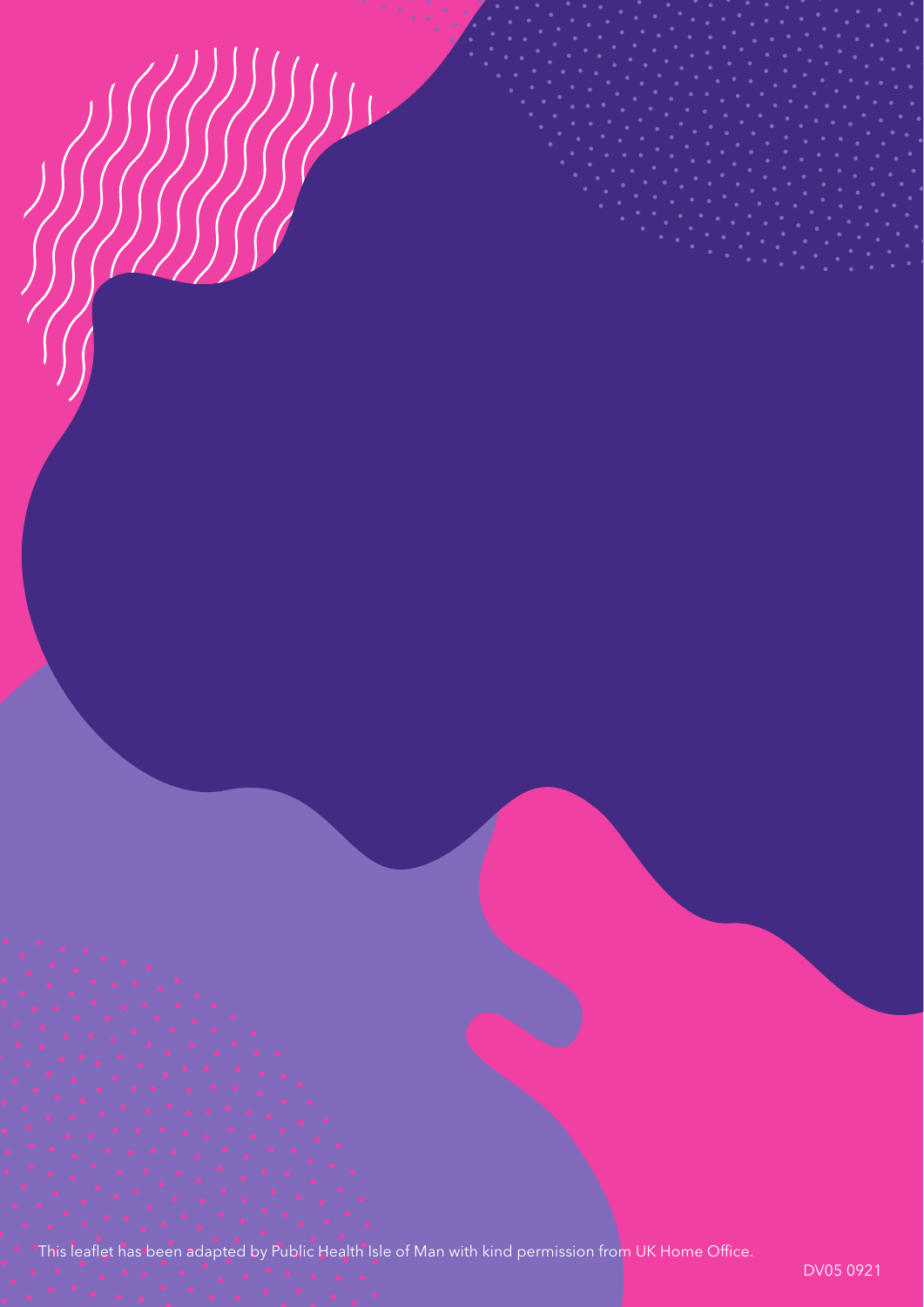This leaflet has been adapted by Public Health Isle of Man with kind permission from UK Home Office.

DV05 0921